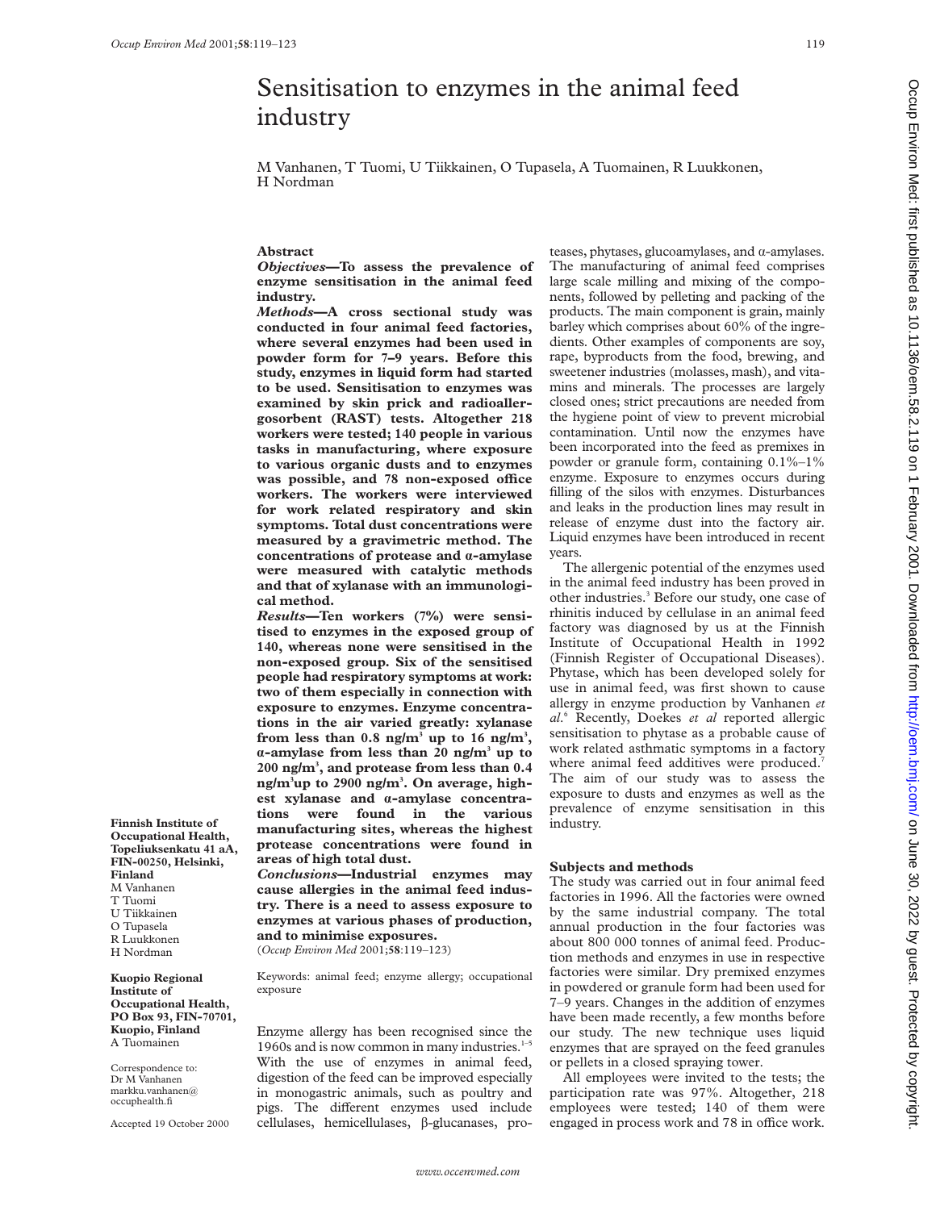# Sensitisation to enzymes in the animal feed industry

M Vanhanen, T Tuomi, U Tiikkainen, O Tupasela, A Tuomainen, R Luukkonen, H Nordman

**Finnish Institute of Occupational Health, Topeliuksenkatu 41 aA, FIN-00250, Helsinki, Finland**
M Vanhanen
T Tuomi
U Tiikkainen
O Tupasela
R Luukkonen
H Nordman

**Kuopio Regional Institute of Occupational Health, PO Box 93, FIN-70701, Kuopio, Finland**
A Tuomainen

Correspondence to:
Dr M Vanhanen
markku.vanhanen@occuphealth.fi

Accepted 19 October 2000

## Abstract

***Objectives*—To assess the prevalence of enzyme sensitisation in the animal feed industry.**

***Methods*—A cross sectional study was conducted in four animal feed factories, where several enzymes had been used in powder form for 7–9 years. Before this study, enzymes in liquid form had started to be used. Sensitisation to enzymes was examined by skin prick and radioallergosorbent (RAST) tests. Altogether 218 workers were tested; 140 people in various tasks in manufacturing, where exposure to various organic dusts and to enzymes was possible, and 78 non-exposed office workers. The workers were interviewed for work related respiratory and skin symptoms. Total dust concentrations were measured by a gravimetric method. The concentrations of protease and α-amylase were measured with catalytic methods and that of xylanase with an immunological method.**

***Results*—Ten workers (7%) were sensitised to enzymes in the exposed group of 140, whereas none were sensitised in the non-exposed group. Six of the sensitised people had respiratory symptoms at work: two of them especially in connection with exposure to enzymes. Enzyme concentrations in the air varied greatly: xylanase from less than 0.8 ng/m$^3$ up to 16 ng/m$^3$, α-amylase from less than 20 ng/m$^3$ up to 200 ng/m$^3$, and protease from less than 0.4 ng/m$^3$ up to 2900 ng/m$^3$. On average, highest xylanase and α-amylase concentrations were found in the various manufacturing sites, whereas the highest protease concentrations were found in areas of high total dust.**

***Conclusions*—Industrial enzymes may cause allergies in the animal feed industry. There is a need to assess exposure to enzymes at various phases of production, and to minimise exposures.**

(*Occup Environ Med* 2001;**58**:119–123)

Keywords: animal feed; enzyme allergy; occupational exposure

Enzyme allergy has been recognised since the 1960s and is now common in many industries.[1–5] With the use of enzymes in animal feed, digestion of the feed can be improved especially in monogastric animals, such as poultry and pigs. The different enzymes used include cellulases, hemicellulases, β-glucanases, proteases, phytases, glucoamylases, and α-amylases. The manufacturing of animal feed comprises large scale milling and mixing of the components, followed by pelleting and packing of the products. The main component is grain, mainly barley which comprises about 60% of the ingredients. Other examples of components are soy, rape, byproducts from the food, brewing, and sweetener industries (molasses, mash), and vitamins and minerals. The processes are largely closed ones; strict precautions are needed from the hygiene point of view to prevent microbial contamination. Until now the enzymes have been incorporated into the feed as premixes in powder or granule form, containing 0.1%–1% enzyme. Exposure to enzymes occurs during filling of the silos with enzymes. Disturbances and leaks in the production lines may result in release of enzyme dust into the factory air. Liquid enzymes have been introduced in recent years.

The allergenic potential of the enzymes used in the animal feed industry has been proved in other industries.[3] Before our study, one case of rhinitis induced by cellulase in an animal feed factory was diagnosed by us at the Finnish Institute of Occupational Health in 1992 (Finnish Register of Occupational Diseases). Phytase, which has been developed solely for use in animal feed, was first shown to cause allergy in enzyme production by Vanhanen *et al*.[6] Recently, Doekes *et al* reported allergic sensitisation to phytase as a probable cause of work related asthmatic symptoms in a factory where animal feed additives were produced.[7] The aim of our study was to assess the exposure to dusts and enzymes as well as the prevalence of enzyme sensitisation in this industry.

## Subjects and methods

The study was carried out in four animal feed factories in 1996. All the factories were owned by the same industrial company. The total annual production in the four factories was about 800 000 tonnes of animal feed. Production methods and enzymes in use in respective factories were similar. Dry premixed enzymes in powdered or granule form had been used for 7–9 years. Changes in the addition of enzymes have been made recently, a few months before our study. The new technique uses liquid enzymes that are sprayed on the feed granules or pellets in a closed spraying tower.

All employees were invited to the tests; the participation rate was 97%. Altogether, 218 employees were tested; 140 of them were engaged in process work and 78 in office work.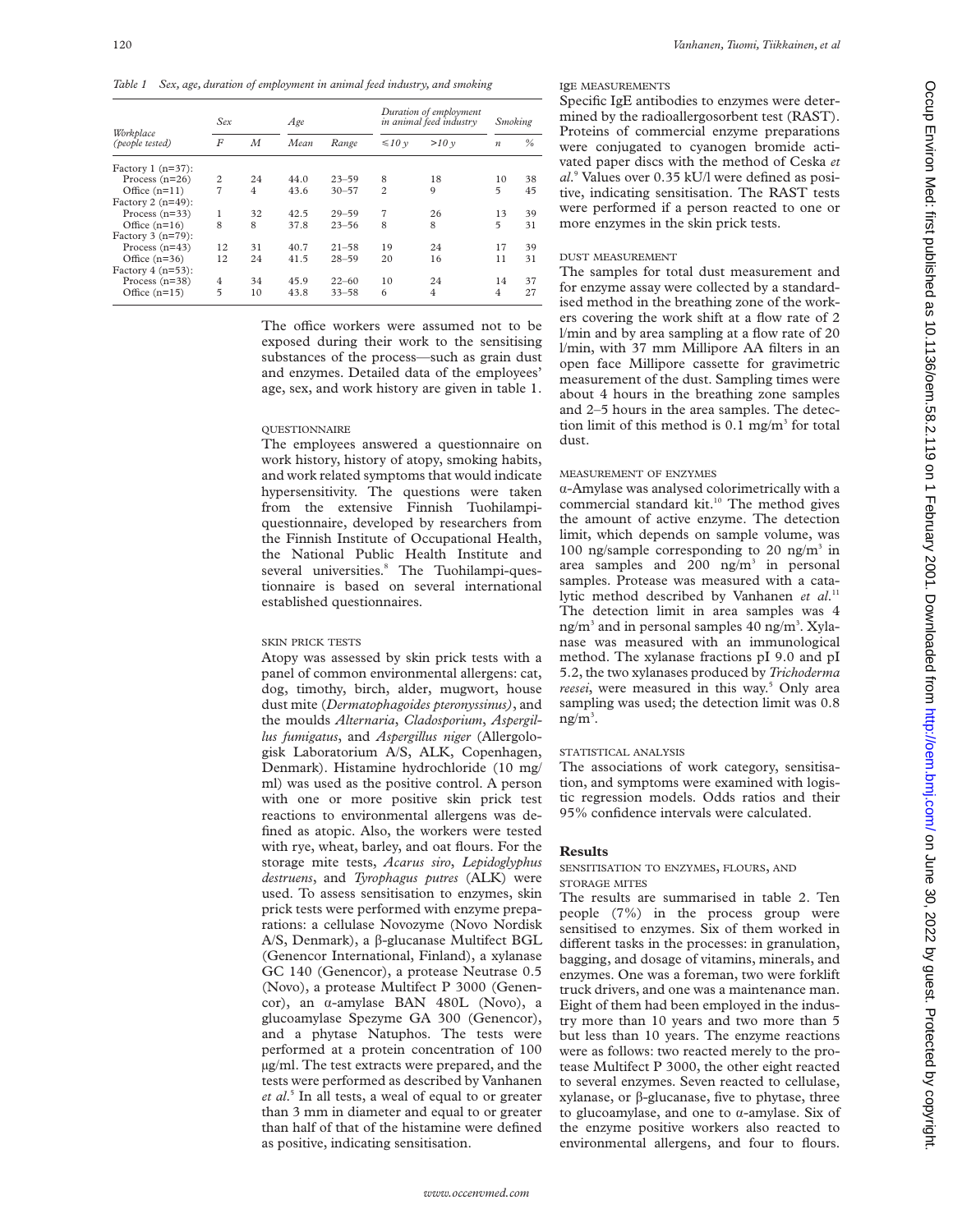*Table 1 Sex, age, duration of employment in animal feed industry, and smoking*

| Workplace (people tested) | Sex | | Age | | Duration of employment in animal feed industry | | Smoking | |
|---|---|---|---|---|---|---|---|---|
| | F | M | Mean | Range | ≤10 y | >10 y | n | % |
| Factory 1 (n=37): | | | | | | | | |
| Process (n=26) | 2 | 24 | 44.0 | 23–59 | 8 | 18 | 10 | 38 |
| Office (n=11) | 7 | 4 | 43.6 | 30–57 | 2 | 9 | 5 | 45 |
| Factory 2 (n=49): | | | | | | | | |
| Process (n=33) | 1 | 32 | 42.5 | 29–59 | 7 | 26 | 13 | 39 |
| Office (n=16) | 8 | 8 | 37.8 | 23–56 | 8 | 8 | 5 | 31 |
| Factory 3 (n=79): | | | | | | | | |
| Process (n=43) | 12 | 31 | 40.7 | 21–58 | 19 | 24 | 17 | 39 |
| Office (n=36) | 12 | 24 | 41.5 | 28–59 | 20 | 16 | 11 | 31 |
| Factory 4 (n=53): | | | | | | | | |
| Process (n=38) | 4 | 34 | 45.9 | 22–60 | 10 | 24 | 14 | 37 |
| Office (n=15) | 5 | 10 | 43.8 | 33–58 | 6 | 4 | 4 | 27 |

The office workers were assumed not to be exposed during their work to the sensitising substances of the process—such as grain dust and enzymes. Detailed data of the employees' age, sex, and work history are given in table 1.

### QUESTIONNAIRE

The employees answered a questionnaire on work history, history of atopy, smoking habits, and work related symptoms that would indicate hypersensitivity. The questions were taken from the extensive Finnish Tuohilampi-questionnaire, developed by researchers from the Finnish Institute of Occupational Health, the National Public Health Institute and several universities.[8] The Tuohilampi-questionnaire is based on several international established questionnaires.

### SKIN PRICK TESTS

Atopy was assessed by skin prick tests with a panel of common environmental allergens: cat, dog, timothy, birch, alder, mugwort, house dust mite (*Dermatophagoides pteronyssinus*), and the moulds *Alternaria*, *Cladosporium*, *Aspergillus fumigatus*, and *Aspergillus niger* (Allergologisk Laboratorium A/S, ALK, Copenhagen, Denmark). Histamine hydrochloride (10 mg/ml) was used as the positive control. A person with one or more positive skin prick test reactions to environmental allergens was defined as atopic. Also, the workers were tested with rye, wheat, barley, and oat flours. For the storage mite tests, *Acarus siro*, *Lepidoglyphus destruens*, and *Tyrophagus putres* (ALK) were used. To assess sensitisation to enzymes, skin prick tests were performed with enzyme preparations: a cellulase Novozyme (Novo Nordisk A/S, Denmark), a β-glucanase Multifect BGL (Genencor International, Finland), a xylanase GC 140 (Genencor), a protease Neutrase 0.5 (Novo), a protease Multifect P 3000 (Genencor), an α-amylase BAN 480L (Novo), a glucoamylase Spezyme GA 300 (Genencor), and a phytase Natuphos. The tests were performed at a protein concentration of 100 μg/ml. The test extracts were prepared, and the tests were performed as described by Vanhanen *et al*.[5] In all tests, a weal of equal to or greater than 3 mm in diameter and equal to or greater than half of that of the histamine were defined as positive, indicating sensitisation.

### IgE MEASUREMENTS

Specific IgE antibodies to enzymes were determined by the radioallergosorbent test (RAST). Proteins of commercial enzyme preparations were conjugated to cyanogen bromide activated paper discs with the method of Ceska *et al*.[9] Values over 0.35 kU/l were defined as positive, indicating sensitisation. The RAST tests were performed if a person reacted to one or more enzymes in the skin prick tests.

### DUST MEASUREMENT

The samples for total dust measurement and for enzyme assay were collected by a standardised method in the breathing zone of the workers covering the work shift at a flow rate of 2 l/min and by area sampling at a flow rate of 20 l/min, with 37 mm Millipore AA filters in an open face Millipore cassette for gravimetric measurement of the dust. Sampling times were about 4 hours in the breathing zone samples and 2–5 hours in the area samples. The detection limit of this method is 0.1 mg/m$^3$ for total dust.

### MEASUREMENT OF ENZYMES

α-Amylase was analysed colorimetrically with a commercial standard kit.[10] The method gives the amount of active enzyme. The detection limit, which depends on sample volume, was 100 ng/sample corresponding to 20 ng/m$^3$ in area samples and 200 ng/m$^3$ in personal samples. Protease was measured with a catalytic method described by Vanhanen *et al*.[11] The detection limit in area samples was 4 ng/m$^3$ and in personal samples 40 ng/m$^3$. Xylanase was measured with an immunological method. The xylanase fractions pI 9.0 and pI 5.2, the two xylanases produced by *Trichoderma reesei*, were measured in this way.[5] Only area sampling was used; the detection limit was 0.8 ng/m$^3$.

### STATISTICAL ANALYSIS

The associations of work category, sensitisation, and symptoms were examined with logistic regression models. Odds ratios and their 95% confidence intervals were calculated.

## Results

### SENSITISATION TO ENZYMES, FLOURS, AND STORAGE MITES

The results are summarised in table 2. Ten people (7%) in the process group were sensitised to enzymes. Six of them worked in different tasks in the processes: in granulation, bagging, and dosage of vitamins, minerals, and enzymes. One was a foreman, two were forklift truck drivers, and one was a maintenance man. Eight of them had been employed in the industry more than 10 years and two more than 5 but less than 10 years. The enzyme reactions were as follows: two reacted merely to the protease Multifect P 3000, the other eight reacted to several enzymes. Seven reacted to cellulase, xylanase, or β-glucanase, five to phytase, three to glucoamylase, and one to α-amylase. Six of the enzyme positive workers also reacted to environmental allergens, and four to flours.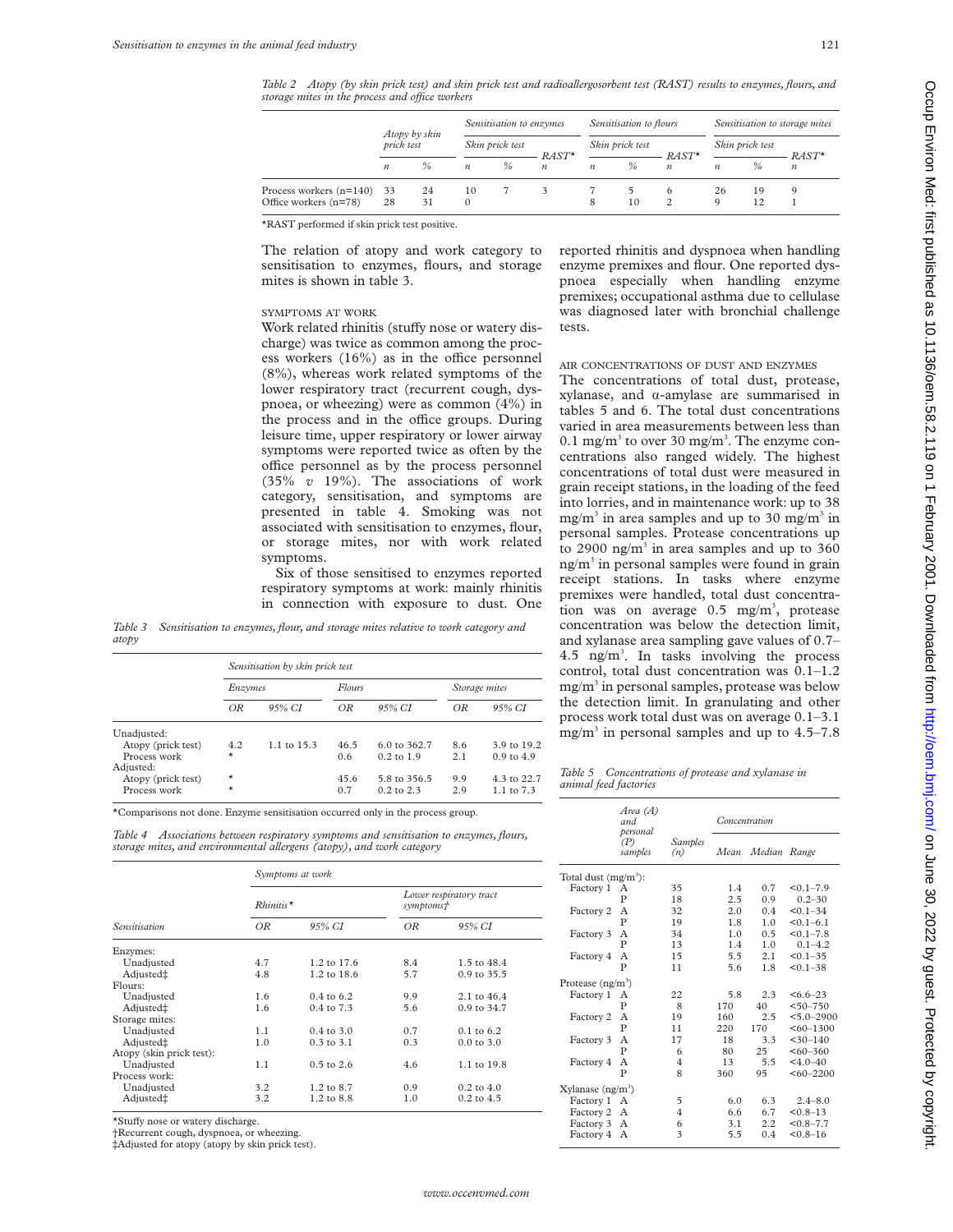*Table 2 Atopy (by skin prick test) and skin prick test and radioallergosorbent test (RAST) results to enzymes, flours, and storage mites in the process and office workers*

| | Atopy by skin prick test | | Sensitisation to enzymes | | | Sensitisation to flours | | | Sensitisation to storage mites | | |
|---|---|---|---|---|---|---|---|---|---|---|---|
| | | | Skin prick test | | RAST* | Skin prick test | | RAST* | Skin prick test | | RAST* |
| | n | % | n | % | n | n | % | n | n | % | n |
| Process workers (n=140) | 33 | 24 | 10 | 7 | 3 | 7 | 5 | 6 | 26 | 19 | 9 |
| Office workers (n=78) | 28 | 31 | 0 | | | 8 | 10 | 2 | 9 | 12 | 1 |

*RAST performed if skin prick test positive.

The relation of atopy and work category to sensitisation to enzymes, flours, and storage mites is shown in table 3.

### SYMPTOMS AT WORK

Work related rhinitis (stuffy nose or watery discharge) was twice as common among the process workers (16%) as in the office personnel (8%), whereas work related symptoms of the lower respiratory tract (recurrent cough, dyspnoea, or wheezing) were as common (4%) in the process and in the office groups. During leisure time, upper respiratory or lower airway symptoms were reported twice as often by the office personnel as by the process personnel (35% *v* 19%). The associations of work category, sensitisation, and symptoms are presented in table 4. Smoking was not associated with sensitisation to enzymes, flour, or storage mites, nor with work related symptoms.

Six of those sensitised to enzymes reported respiratory symptoms at work: mainly rhinitis in connection with exposure to dust. One reported rhinitis and dyspnoea when handling enzyme premixes and flour. One reported dyspnoea especially when handling enzyme premixes; occupational asthma due to cellulase was diagnosed later with bronchial challenge tests.

### AIR CONCENTRATIONS OF DUST AND ENZYMES

The concentrations of total dust, protease, xylanase, and α-amylase are summarised in tables 5 and 6. The total dust concentrations varied in area measurements between less than 0.1 mg/m$^3$ to over 30 mg/m$^3$. The enzyme concentrations also ranged widely. The highest concentrations of total dust were measured in grain receipt stations, in the loading of the feed into lorries, and in maintenance work: up to 38 mg/m$^3$ in area samples and up to 30 mg/m$^3$ in personal samples. Protease concentrations up to 2900 ng/m$^3$ in area samples and up to 360 ng/m$^3$ in personal samples were found in grain receipt stations. In tasks where enzyme premixes were handled, total dust concentration was on average 0.5 mg/m$^3$, protease concentration was below the detection limit, and xylanase area sampling gave values of 0.7–4.5 ng/m$^3$. In tasks involving the process control, total dust concentration was 0.1–1.2 mg/m$^3$ in personal samples, protease was below the detection limit. In granulating and other process work total dust was on average 0.1–3.1 mg/m$^3$ in personal samples and up to 4.5–7.8

*Table 3 Sensitisation to enzymes, flour, and storage mites relative to work category and atopy*

| | Sensitisation by skin prick test | | | | | |
|---|---|---|---|---|---|---|
| | Enzymes | | Flours | | Storage mites | |
| | OR | 95% CI | OR | 95% CI | OR | 95% CI |
| Unadjusted: | | | | | | |
| Atopy (prick test) | 4.2 | 1.1 to 15.3 | 46.5 | 6.0 to 362.7 | 8.6 | 3.9 to 19.2 |
| Process work | * | | 0.6 | 0.2 to 1.9 | 2.1 | 0.9 to 4.9 |
| Adjusted: | | | | | | |
| Atopy (prick test) | * | | 45.6 | 5.8 to 356.5 | 9.9 | 4.3 to 22.7 |
| Process work | * | | 0.7 | 0.2 to 2.3 | 2.9 | 1.1 to 7.3 |

*Comparisons not done. Enzyme sensitisation occurred only in the process group.

*Table 4 Associations between respiratory symptoms and sensitisation to enzymes, flours, storage mites, and environmental allergens (atopy), and work category*

| | Symptoms at work | | | |
|---|---|---|---|---|
| | Rhinitis* | | Lower respiratory tract symptoms† | |
| Sensitisation | OR | 95% CI | OR | 95% CI |
| Enzymes: | | | | |
| Unadjusted | 4.7 | 1.2 to 17.6 | 8.4 | 1.5 to 48.4 |
| Adjusted‡ | 4.8 | 1.2 to 18.6 | 5.7 | 0.9 to 35.5 |
| Flours: | | | | |
| Unadjusted | 1.6 | 0.4 to 6.2 | 9.9 | 2.1 to 46.4 |
| Adjusted‡ | 1.6 | 0.4 to 7.3 | 5.6 | 0.9 to 34.7 |
| Storage mites: | | | | |
| Unadjusted | 1.1 | 0.4 to 3.0 | 0.7 | 0.1 to 6.2 |
| Adjusted‡ | 1.0 | 0.3 to 3.1 | 0.3 | 0.0 to 3.0 |
| Atopy (skin prick test): | | | | |
| Unadjusted | 1.1 | 0.5 to 2.6 | 4.6 | 1.1 to 19.8 |
| Process work: | | | | |
| Unadjusted | 3.2 | 1.2 to 8.7 | 0.9 | 0.2 to 4.0 |
| Adjusted‡ | 3.2 | 1.2 to 8.8 | 1.0 | 0.2 to 4.5 |

*Stuffy nose or watery discharge.
†Recurrent cough, dyspnoea, or wheezing.
‡Adjusted for atopy (atopy by skin prick test).

*Table 5 Concentrations of protease and xylanase in animal feed factories*

| | Area (A) and personal (P) samples | Samples (n) | Concentration | | |
|---|---|---|---|---|---|
| | | | Mean | Median | Range |
| Total dust (mg/m$^3$): | | | | | |
| Factory 1 | A | 35 | 1.4 | 0.7 | <0.1–7.9 |
| | P | 18 | 2.5 | 0.9 | 0.2–30 |
| Factory 2 | A | 32 | 2.0 | 0.4 | <0.1–34 |
| | P | 19 | 1.8 | 1.0 | <0.1–6.1 |
| Factory 3 | A | 34 | 1.0 | 0.5 | <0.1–7.8 |
| | P | 13 | 1.4 | 1.0 | 0.1–4.2 |
| Factory 4 | A | 15 | 5.5 | 2.1 | <0.1–35 |
| | P | 11 | 5.6 | 1.8 | <0.1–38 |
| Protease (ng/m$^3$) | | | | | |
| Factory 1 | A | 22 | 5.8 | 2.3 | <6.6–23 |
| | P | 8 | 170 | 40 | <50–750 |
| Factory 2 | A | 19 | 160 | 2.5 | <5.0–2900 |
| | P | 11 | 220 | 170 | <60–1300 |
| Factory 3 | A | 17 | 18 | 3.3 | <30–140 |
| | P | 6 | 80 | 25 | <60–360 |
| Factory 4 | A | 4 | 13 | 5.5 | <4.0–40 |
| | P | 8 | 360 | 95 | <60–2200 |
| Xylanase (ng/m$^3$) | | | | | |
| Factory 1 | A | 5 | 6.0 | 6.3 | 2.4–8.0 |
| Factory 2 | A | 4 | 6.6 | 6.7 | <0.8–13 |
| Factory 3 | A | 6 | 3.1 | 2.2 | <0.8–7.7 |
| Factory 4 | A | 3 | 5.5 | 0.4 | <0.8–16 |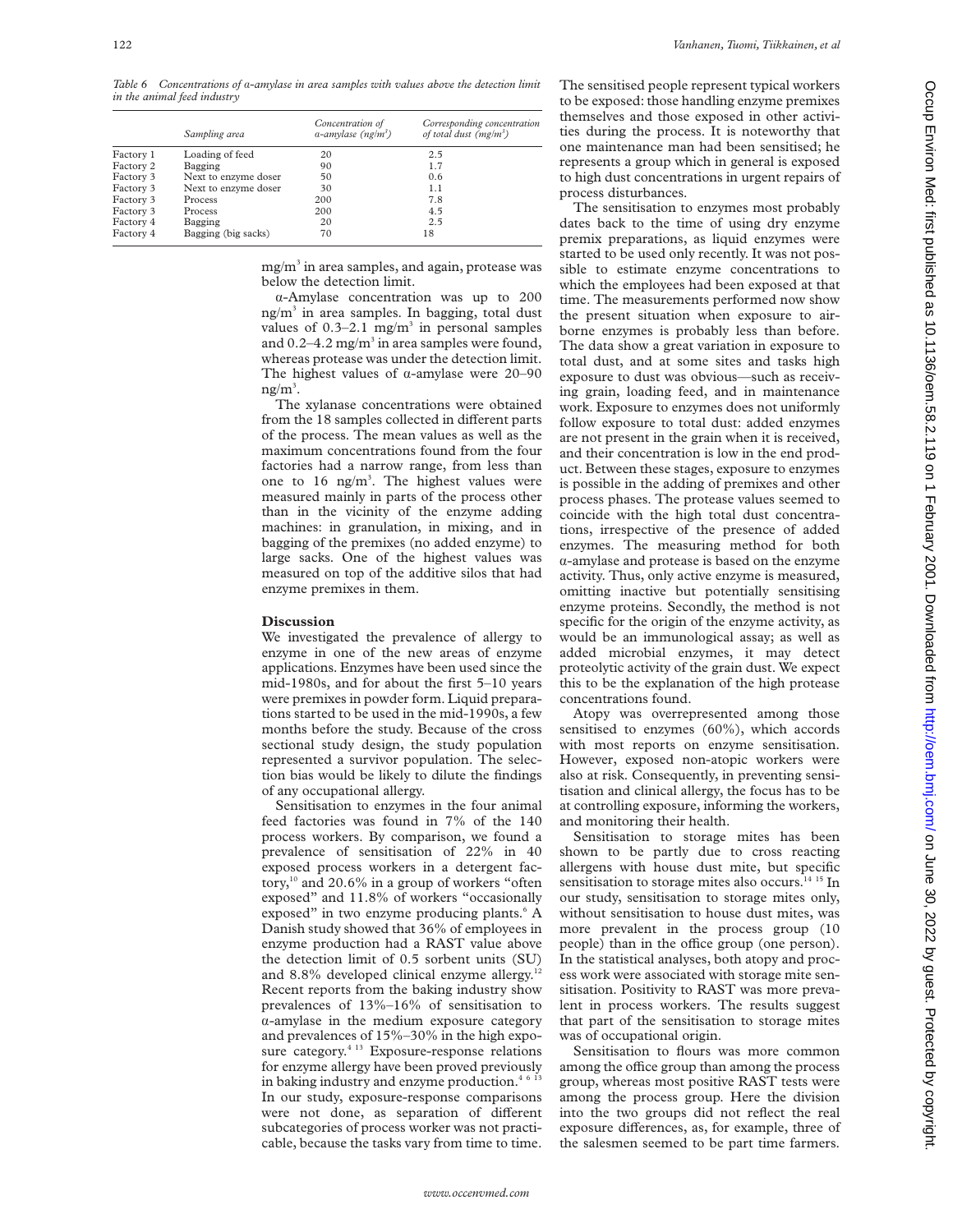*Table 6 Concentrations of α-amylase in area samples with values above the detection limit in the animal feed industry*

| | Sampling area | Concentration of α-amylase (ng/m³) | Corresponding concentration of total dust (mg/m³) |
|---|---|---|---|
| Factory 1 | Loading of feed | 20 | 2.5 |
| Factory 2 | Bagging | 90 | 1.7 |
| Factory 3 | Next to enzyme doser | 50 | 0.6 |
| Factory 3 | Next to enzyme doser | 30 | 1.1 |
| Factory 3 | Process | 200 | 7.8 |
| Factory 3 | Process | 200 | 4.5 |
| Factory 4 | Bagging | 20 | 2.5 |
| Factory 4 | Bagging (big sacks) | 70 | 18 |

mg/m³ in area samples, and again, protease was below the detection limit.

α-Amylase concentration was up to 200 ng/m³ in area samples. In bagging, total dust values of 0.3–2.1 mg/m³ in personal samples and 0.2–4.2 mg/m³ in area samples were found, whereas protease was under the detection limit. The highest values of α-amylase were 20–90 ng/m³.

The xylanase concentrations were obtained from the 18 samples collected in different parts of the process. The mean values as well as the maximum concentrations found from the four factories had a narrow range, from less than one to 16 ng/m³. The highest values were measured mainly in parts of the process other than in the vicinity of the enzyme adding machines: in granulation, in mixing, and in bagging of the premixes (no added enzyme) to large sacks. One of the highest values was measured on top of the additive silos that had enzyme premixes in them.

## Discussion

We investigated the prevalence of allergy to enzyme in one of the new areas of enzyme applications. Enzymes have been used since the mid-1980s, and for about the first 5–10 years were premixes in powder form. Liquid preparations started to be used in the mid-1990s, a few months before the study. Because of the cross sectional study design, the study population represented a survivor population. The selection bias would be likely to dilute the findings of any occupational allergy.

Sensitisation to enzymes in the four animal feed factories was found in 7% of the 140 process workers. By comparison, we found a prevalence of sensitisation of 22% in 40 exposed process workers in a detergent factory,[10] and 20.6% in a group of workers "often exposed" and 11.8% of workers "occasionally exposed" in two enzyme producing plants.[6] A Danish study showed that 36% of employees in enzyme production had a RAST value above the detection limit of 0.5 sorbent units (SU) and 8.8% developed clinical enzyme allergy.[12] Recent reports from the baking industry show prevalences of 13%–16% of sensitisation to α-amylase in the medium exposure category and prevalences of 15%–30% in the high exposure category.[4 13] Exposure-response relations for enzyme allergy have been proved previously in baking industry and enzyme production.[4 6 13] In our study, exposure-response comparisons were not done, as separation of different subcategories of process worker was not practicable, because the tasks vary from time to time. The sensitised people represent typical workers to be exposed: those handling enzyme premixes themselves and those exposed in other activities during the process. It is noteworthy that one maintenance man had been sensitised; he represents a group which in general is exposed to high dust concentrations in urgent repairs of process disturbances.

The sensitisation to enzymes most probably dates back to the time of using dry enzyme premix preparations, as liquid enzymes were started to be used only recently. It was not possible to estimate enzyme concentrations to which the employees had been exposed at that time. The measurements performed now show the present situation when exposure to airborne enzymes is probably less than before. The data show a great variation in exposure to total dust, and at some sites and tasks high exposure to dust was obvious—such as receiving grain, loading feed, and in maintenance work. Exposure to enzymes does not uniformly follow exposure to total dust: added enzymes are not present in the grain when it is received, and their concentration is low in the end product. Between these stages, exposure to enzymes is possible in the adding of premixes and other process phases. The protease values seemed to coincide with the high total dust concentrations, irrespective of the presence of added enzymes. The measuring method for both α-amylase and protease is based on the enzyme activity. Thus, only active enzyme is measured, omitting inactive but potentially sensitising enzyme proteins. Secondly, the method is not specific for the origin of the enzyme activity, as would be an immunological assay; as well as added microbial enzymes, it may detect proteolytic activity of the grain dust. We expect this to be the explanation of the high protease concentrations found.

Atopy was overrepresented among those sensitised to enzymes (60%), which accords with most reports on enzyme sensitisation. However, exposed non-atopic workers were also at risk. Consequently, in preventing sensitisation and clinical allergy, the focus has to be at controlling exposure, informing the workers, and monitoring their health.

Sensitisation to storage mites has been shown to be partly due to cross reacting allergens with house dust mite, but specific sensitisation to storage mites also occurs.[14 15] In our study, sensitisation to storage mites only, without sensitisation to house dust mites, was more prevalent in the process group (10 people) than in the office group (one person). In the statistical analyses, both atopy and process work were associated with storage mite sensitisation. Positivity to RAST was more prevalent in process workers. The results suggest that part of the sensitisation to storage mites was of occupational origin.

Sensitisation to flours was more common among the office group than among the process group, whereas most positive RAST tests were among the process group. Here the division into the two groups did not reflect the real exposure differences, as, for example, three of the salesmen seemed to be part time farmers.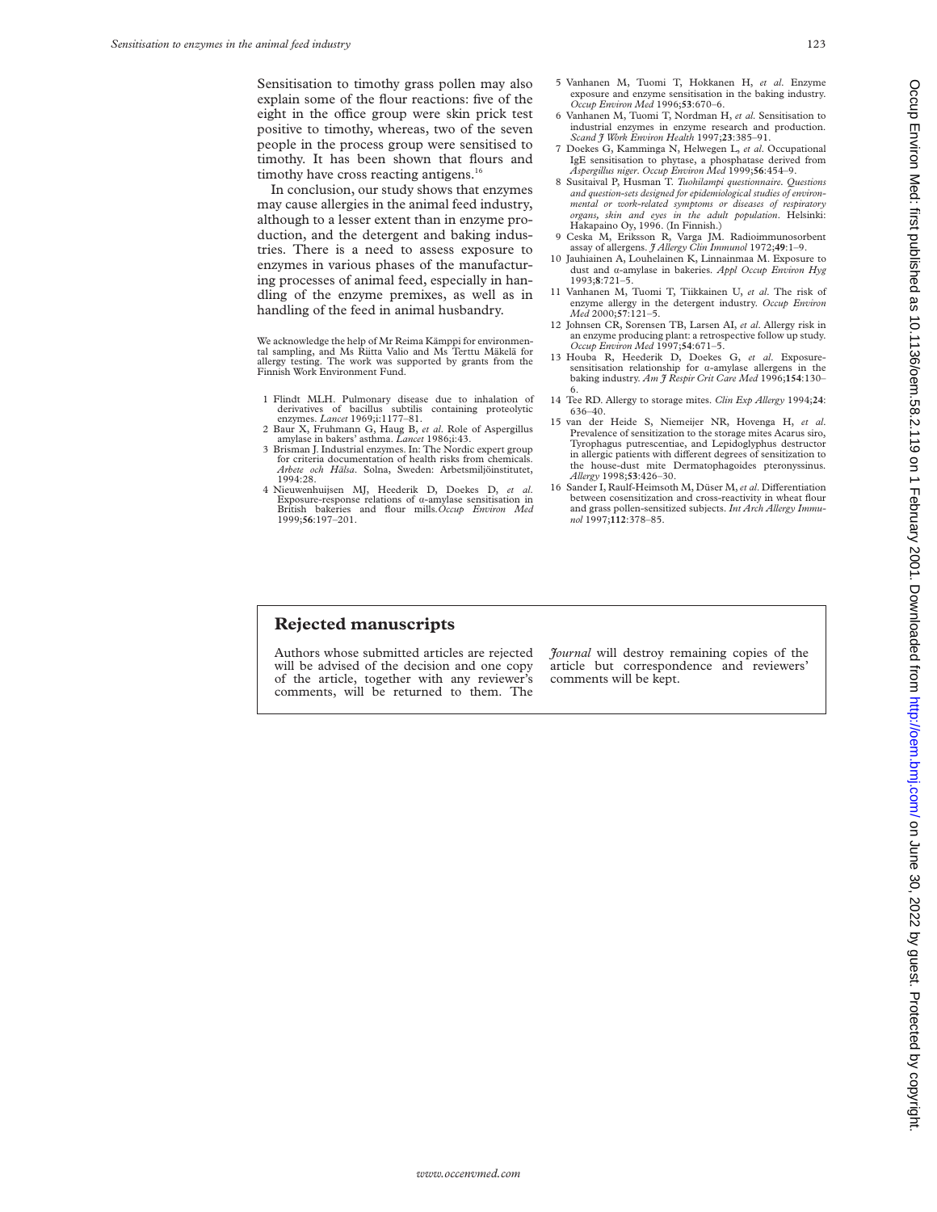Sensitisation to timothy grass pollen may also explain some of the flour reactions: five of the eight in the office group were skin prick test positive to timothy, whereas, two of the seven people in the process group were sensitised to timothy. It has been shown that flours and timothy have cross reacting antigens.[16]

In conclusion, our study shows that enzymes may cause allergies in the animal feed industry, although to a lesser extent than in enzyme production, and the detergent and baking industries. There is a need to assess exposure to enzymes in various phases of the manufacturing processes of animal feed, especially in handling of the enzyme premixes, as well as in handling of the feed in animal husbandry.

We acknowledge the help of Mr Reima Kämppi for environmental sampling, and Ms Riitta Valio and Ms Terttu Mäkelä for allergy testing. The work was supported by grants from the Finnish Work Environment Fund.

1 Flindt MLH. Pulmonary disease due to inhalation of derivatives of bacillus subtilis containing proteolytic enzymes. *Lancet* 1969;i:1177–81.
2 Baur X, Fruhmann G, Haug B, *et al*. Role of Aspergillus amylase in bakers' asthma. *Lancet* 1986;i:43.
3 Brisman J. Industrial enzymes. In: The Nordic expert group for criteria documentation of health risks from chemicals. *Arbete och Hälsa*. Solna, Sweden: Arbetsmiljöinstitutet, 1994:28.
4 Nieuwenhuijsen MJ, Heederik D, Doekes D, *et al*. Exposure-response relations of α-amylase sensitisation in British bakeries and flour mills. *Occup Environ Med* 1999;**56**:197–201.
5 Vanhanen M, Tuomi T, Hokkanen H, *et al*. Enzyme exposure and enzyme sensitisation in the baking industry. *Occup Environ Med* 1996;**53**:670–6.
6 Vanhanen M, Tuomi T, Nordman H, *et al*. Sensitisation to industrial enzymes in enzyme research and production. *Scand J Work Environ Health* 1997;**23**:385–91.
7 Doekes G, Kamminga N, Helwegen L, *et al*. Occupational IgE sensitisation to phytase, a phosphatase derived from *Aspergillus niger*. *Occup Environ Med* 1999;**56**:454–9.
8 Susitaival P, Husman T. *Tuohilampi questionnaire. Questions and question-sets designed for epidemiological studies of environmental or work-related symptoms or diseases of respiratory organs, skin and eyes in the adult population*. Helsinki: Hakapaino Oy, 1996. (In Finnish.)
9 Ceska M, Eriksson R, Varga JM. Radioimmunosorbent assay of allergens. *J Allergy Clin Immunol* 1972;**49**:1–9.
10 Jauhiainen A, Louhelainen K, Linnainmaa M. Exposure to dust and α-amylase in bakeries. *Appl Occup Environ Hyg* 1993;**8**:721–5.
11 Vanhanen M, Tuomi T, Tiikkainen U, *et al*. The risk of enzyme allergy in the detergent industry. *Occup Environ Med* 2000;**57**:121–5.
12 Johnsen CR, Sorensen TB, Larsen AI, *et al*. Allergy risk in an enzyme producing plant: a retrospective follow up study. *Occup Environ Med* 1997;**54**:671–5.
13 Houba R, Heederik D, Doekes G, *et al*. Exposure-sensitisation relationship for α-amylase allergens in the baking industry. *Am J Respir Crit Care Med* 1996;**154**:130–6.
14 Tee RD. Allergy to storage mites. *Clin Exp Allergy* 1994;**24**:636–40.
15 van der Heide S, Niemeijer NR, Hovenga H, *et al*. Prevalence of sensitization to the storage mites Acarus siro, Tyrophagus putrescentiae, and Lepidoglyphus destructor in allergic patients with different degrees of sensitization to the house-dust mite Dermatophagoides pteronyssinus. *Allergy* 1998;**53**:426–30.
16 Sander I, Raulf-Heimsoth M, Düser M, *et al*. Differentiation between cosensitization and cross-reactivity in wheat flour and grass pollen-sensitized subjects. *Int Arch Allergy Immunol* 1997;**112**:378–85.

## Rejected manuscripts

Authors whose submitted articles are rejected will be advised of the decision and one copy of the article, together with any reviewer's comments, will be returned to them. The *Journal* will destroy remaining copies of the article but correspondence and reviewers' comments will be kept.